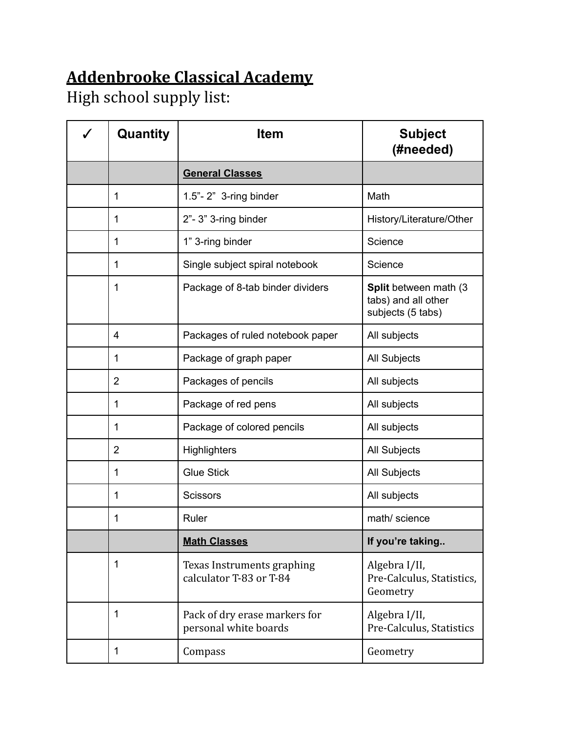# **Addenbrooke Classical Academy**

High school supply list:

| ✓ | Quantity | Item | Subject (#needed) |
|---|---|---|---|
| | | **General Classes** | |
| | 1 | 1.5”- 2”  3-ring binder | Math |
| | 1 | 2”- 3” 3-ring binder | History/Literature/Other |
| | 1 | 1” 3-ring binder | Science |
| | 1 | Single subject spiral notebook | Science |
| | 1 | Package of 8-tab binder dividers | **Split** between math (3 tabs) and all other subjects (5 tabs) |
| | 4 | Packages of ruled notebook paper | All subjects |
| | 1 | Package of graph paper | All Subjects |
| | 2 | Packages of pencils | All subjects |
| | 1 | Package of red pens | All subjects |
| | 1 | Package of colored pencils | All subjects |
| | 2 | Highlighters | All Subjects |
| | 1 | Glue Stick | All Subjects |
| | 1 | Scissors | All subjects |
| | 1 | Ruler | math/ science |
| | | **Math Classes** | **If you’re taking..** |
| | 1 | Texas Instruments graphing calculator T-83 or T-84 | Algebra I/II, Pre-Calculus, Statistics, Geometry |
| | 1 | Pack of dry erase markers for personal white boards | Algebra I/II, Pre-Calculus, Statistics |
| | 1 | Compass | Geometry |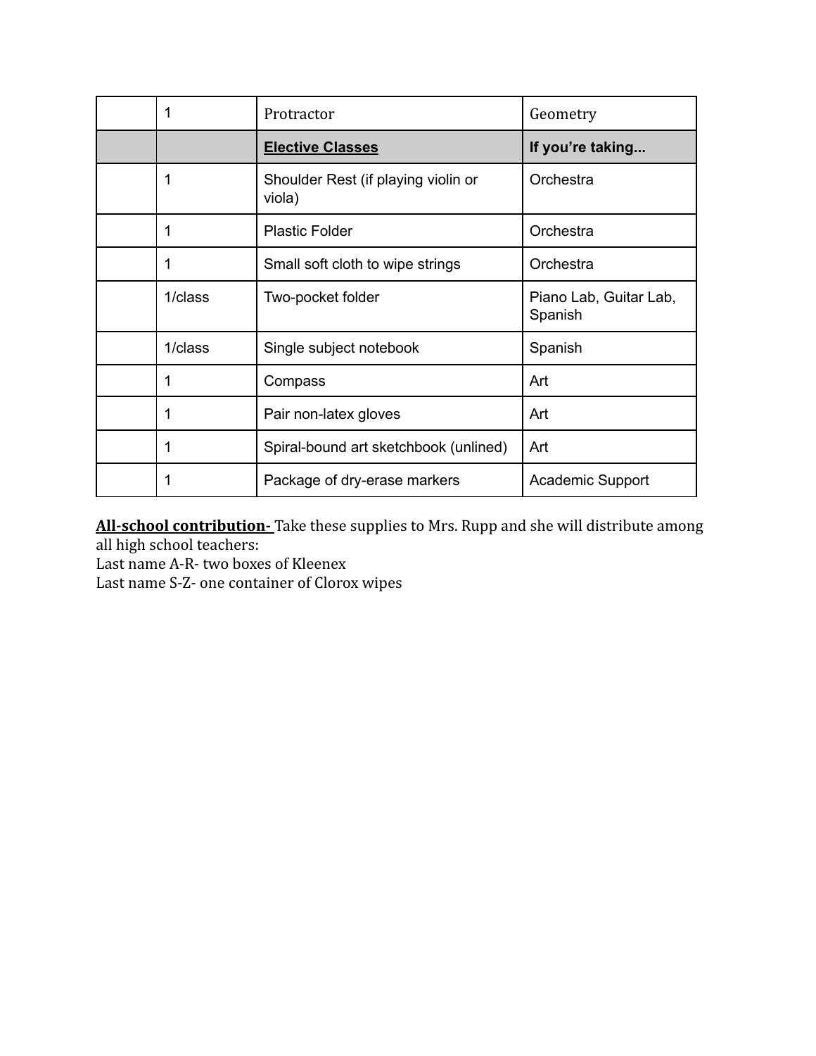| | | | |
|---|---|---|---|
| | 1 | Protractor | Geometry |
| | | **Elective Classes** | **If you're taking...** |
| | 1 | Shoulder Rest (if playing violin or viola) | Orchestra |
| | 1 | Plastic Folder | Orchestra |
| | 1 | Small soft cloth to wipe strings | Orchestra |
| | 1/class | Two-pocket folder | Piano Lab, Guitar Lab, Spanish |
| | 1/class | Single subject notebook | Spanish |
| | 1 | Compass | Art |
| | 1 | Pair non-latex gloves | Art |
| | 1 | Spiral-bound art sketchbook (unlined) | Art |
| | 1 | Package of dry-erase markers | Academic Support |

**All-school contribution-** Take these supplies to Mrs. Rupp and she will distribute among all high school teachers:
Last name A-R- two boxes of Kleenex
Last name S-Z- one container of Clorox wipes